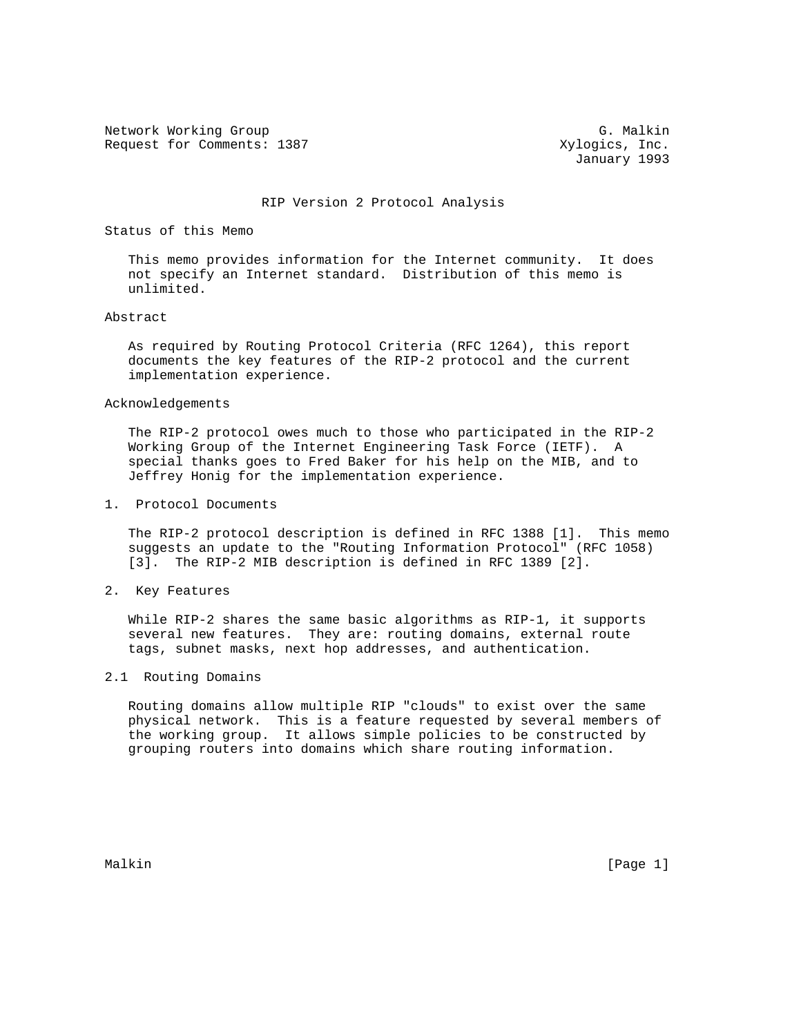Network Working Group G. Malkin
Request for Comments: 1387 Xylogics, Inc.
January 1993

# RIP Version 2 Protocol Analysis

## Status of this Memo

This memo provides information for the Internet community. It does not specify an Internet standard. Distribution of this memo is unlimited.

## Abstract

As required by Routing Protocol Criteria (RFC 1264), this report documents the key features of the RIP-2 protocol and the current implementation experience.

## Acknowledgements

The RIP-2 protocol owes much to those who participated in the RIP-2 Working Group of the Internet Engineering Task Force (IETF). A special thanks goes to Fred Baker for his help on the MIB, and to Jeffrey Honig for the implementation experience.

## 1. Protocol Documents

The RIP-2 protocol description is defined in RFC 1388 [1]. This memo suggests an update to the "Routing Information Protocol" (RFC 1058) [3]. The RIP-2 MIB description is defined in RFC 1389 [2].

## 2. Key Features

While RIP-2 shares the same basic algorithms as RIP-1, it supports several new features. They are: routing domains, external route tags, subnet masks, next hop addresses, and authentication.

### 2.1 Routing Domains

Routing domains allow multiple RIP "clouds" to exist over the same physical network. This is a feature requested by several members of the working group. It allows simple policies to be constructed by grouping routers into domains which share routing information.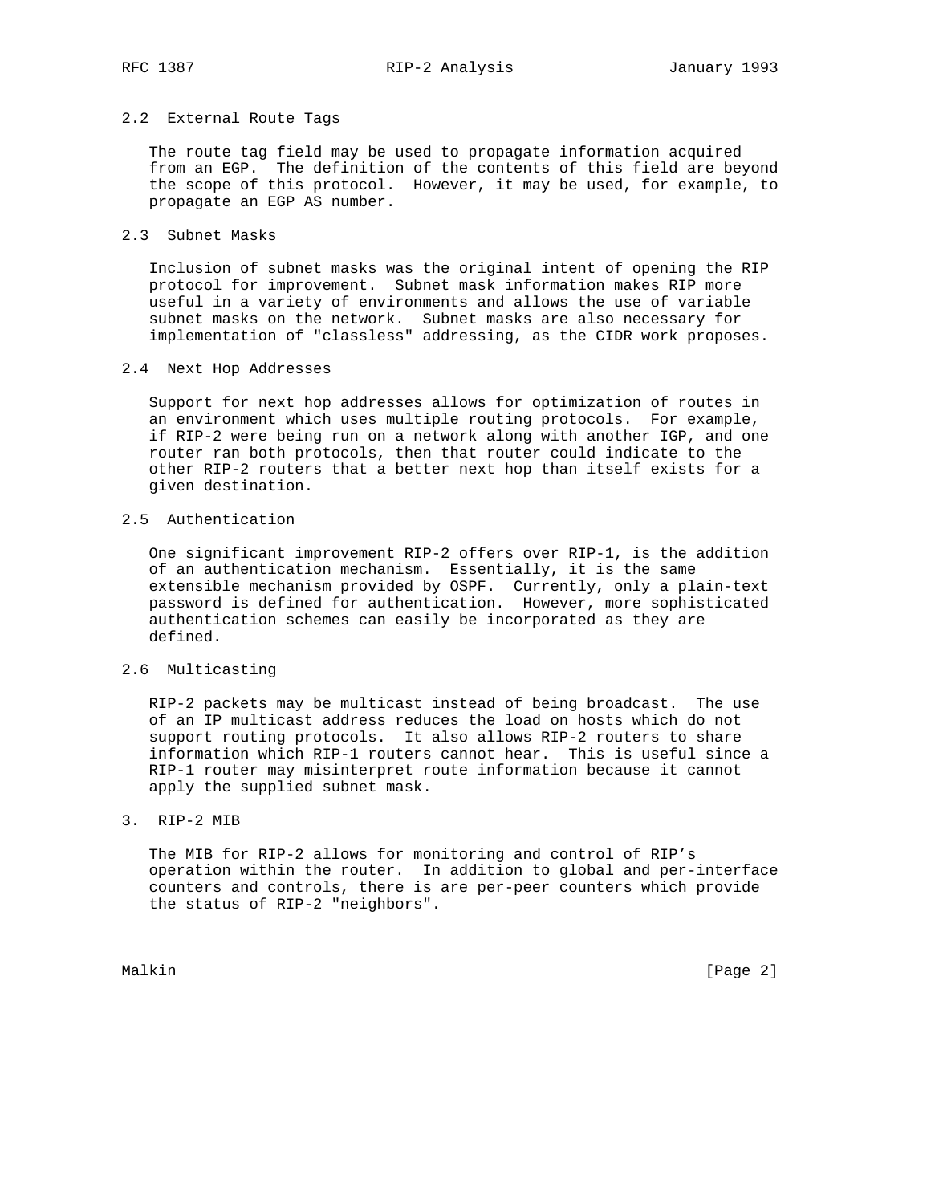## 2.2 External Route Tags

The route tag field may be used to propagate information acquired from an EGP. The definition of the contents of this field are beyond the scope of this protocol. However, it may be used, for example, to propagate an EGP AS number.

## 2.3 Subnet Masks

Inclusion of subnet masks was the original intent of opening the RIP protocol for improvement. Subnet mask information makes RIP more useful in a variety of environments and allows the use of variable subnet masks on the network. Subnet masks are also necessary for implementation of "classless" addressing, as the CIDR work proposes.

## 2.4 Next Hop Addresses

Support for next hop addresses allows for optimization of routes in an environment which uses multiple routing protocols. For example, if RIP-2 were being run on a network along with another IGP, and one router ran both protocols, then that router could indicate to the other RIP-2 routers that a better next hop than itself exists for a given destination.

## 2.5 Authentication

One significant improvement RIP-2 offers over RIP-1, is the addition of an authentication mechanism. Essentially, it is the same extensible mechanism provided by OSPF. Currently, only a plain-text password is defined for authentication. However, more sophisticated authentication schemes can easily be incorporated as they are defined.

## 2.6 Multicasting

RIP-2 packets may be multicast instead of being broadcast. The use of an IP multicast address reduces the load on hosts which do not support routing protocols. It also allows RIP-2 routers to share information which RIP-1 routers cannot hear. This is useful since a RIP-1 router may misinterpret route information because it cannot apply the supplied subnet mask.

# 3. RIP-2 MIB

The MIB for RIP-2 allows for monitoring and control of RIP's operation within the router. In addition to global and per-interface counters and controls, there is are per-peer counters which provide the status of RIP-2 "neighbors".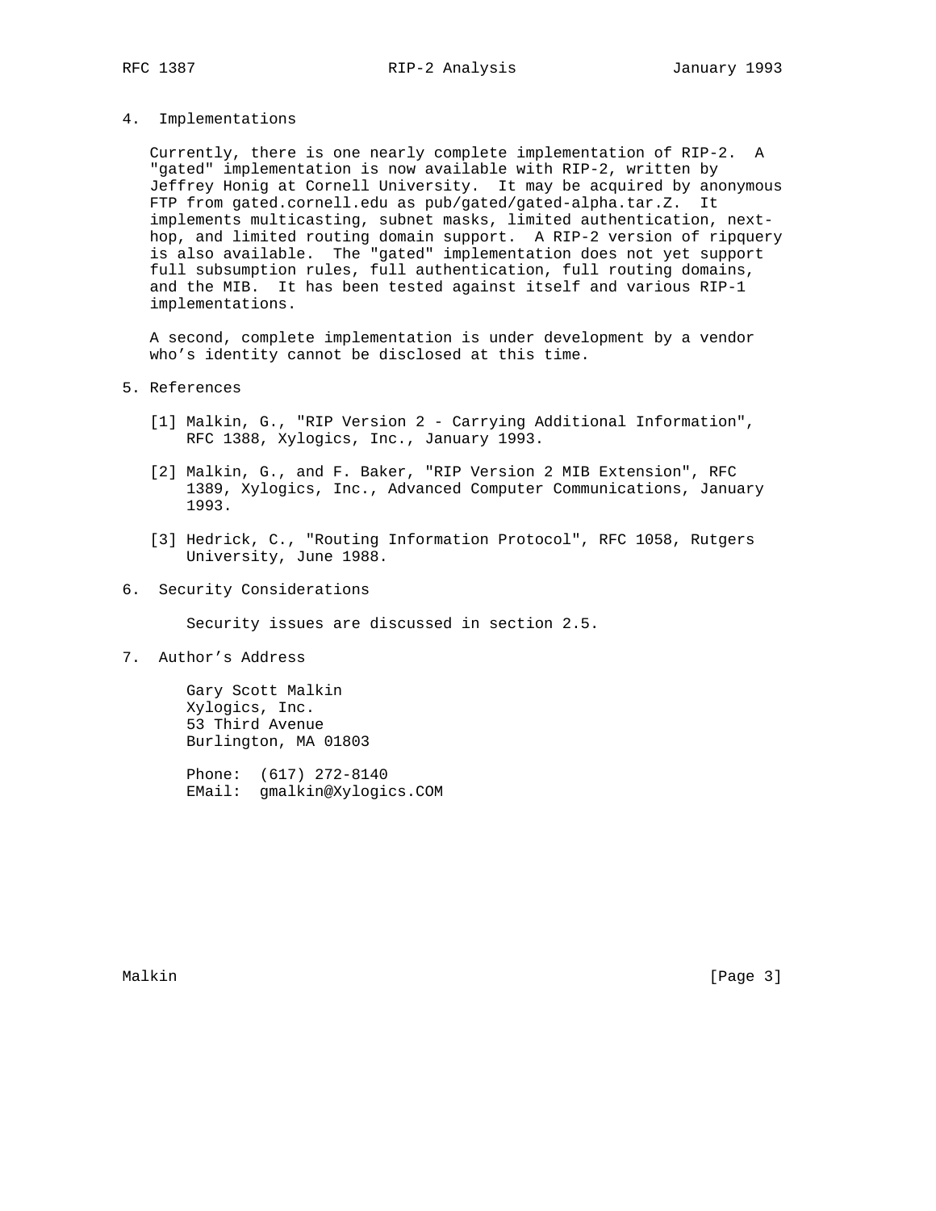## 4. Implementations

Currently, there is one nearly complete implementation of RIP-2. A "gated" implementation is now available with RIP-2, written by Jeffrey Honig at Cornell University. It may be acquired by anonymous FTP from gated.cornell.edu as pub/gated/gated-alpha.tar.Z. It implements multicasting, subnet masks, limited authentication, next-hop, and limited routing domain support. A RIP-2 version of ripquery is also available. The "gated" implementation does not yet support full subsumption rules, full authentication, full routing domains, and the MIB. It has been tested against itself and various RIP-1 implementations.

A second, complete implementation is under development by a vendor who’s identity cannot be disclosed at this time.

## 5. References

[1] Malkin, G., "RIP Version 2 - Carrying Additional Information", RFC 1388, Xylogics, Inc., January 1993.

[2] Malkin, G., and F. Baker, "RIP Version 2 MIB Extension", RFC 1389, Xylogics, Inc., Advanced Computer Communications, January 1993.

[3] Hedrick, C., "Routing Information Protocol", RFC 1058, Rutgers University, June 1988.

## 6. Security Considerations

Security issues are discussed in section 2.5.

## 7. Author’s Address

Gary Scott Malkin
Xylogics, Inc.
53 Third Avenue
Burlington, MA 01803

Phone: (617) 272-8140
EMail: gmalkin@Xylogics.COM